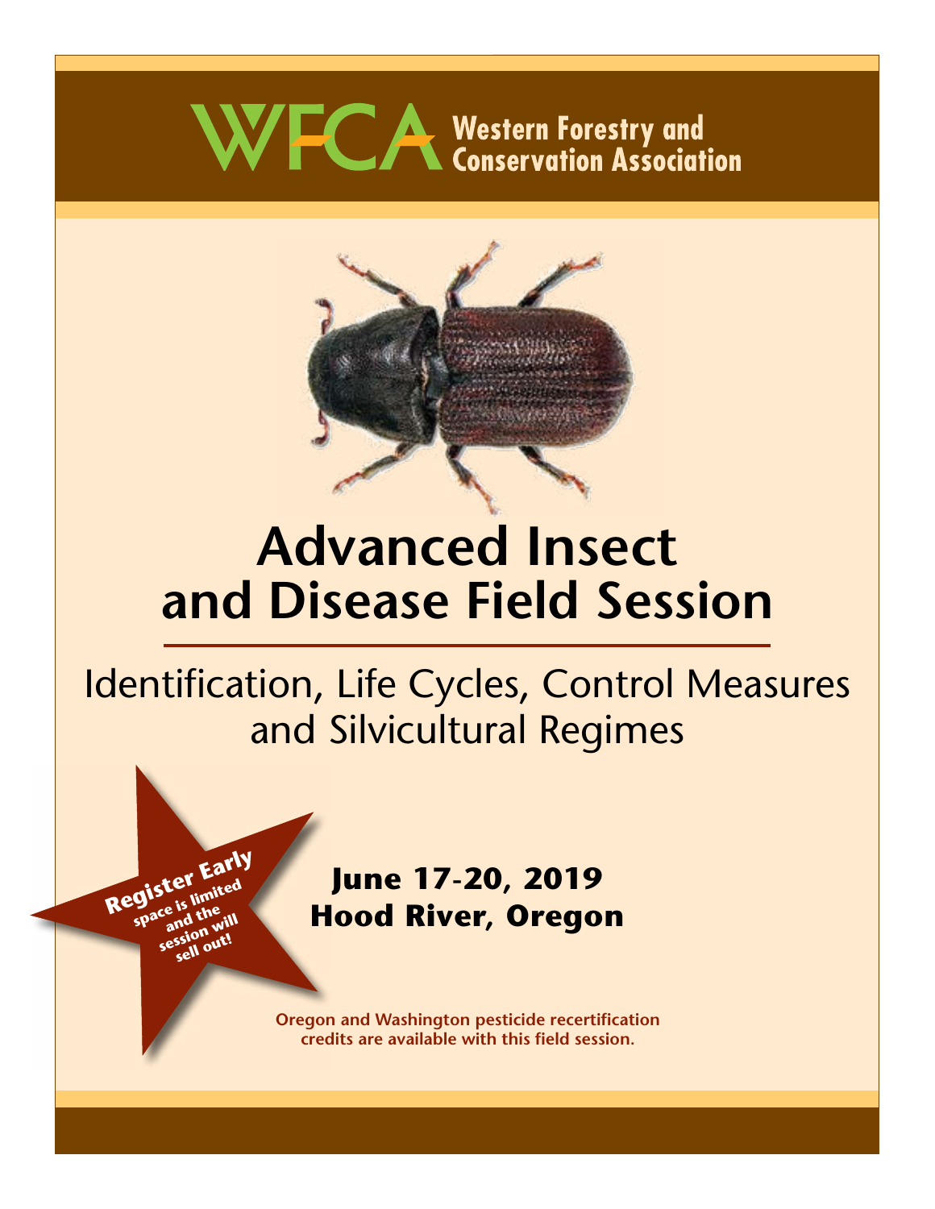**WFCA** Western Forestry and Conservation Association

# Advanced Insect and Disease Field Session

## Identification, Life Cycles, Control Measures and Silvicultural Regimes

**Register Early** space is limited and the session will sell out!

**June 17-20, 2019**
**Hood River, Oregon**

**Oregon and Washington pesticide recertification credits are available with this field session.**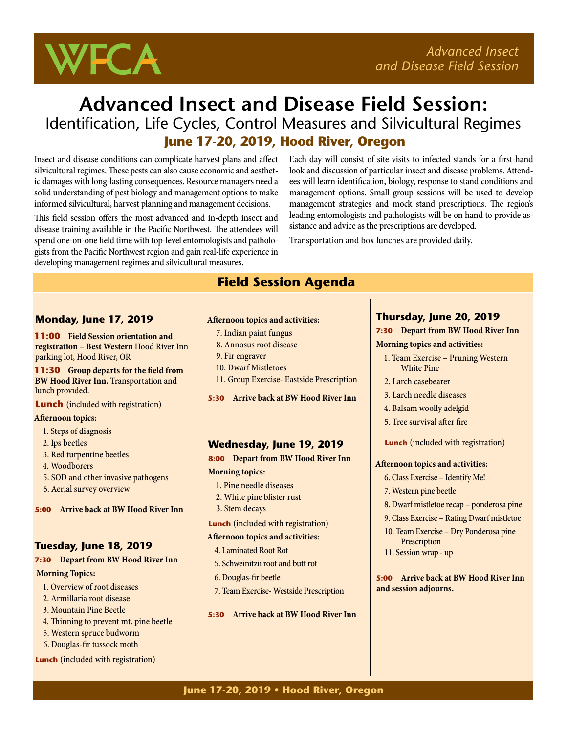# Advanced Insect and Disease Field Session:

## Identification, Life Cycles, Control Measures and Silvicultural Regimes

**June 17-20, 2019, Hood River, Oregon**

Insect and disease conditions can complicate harvest plans and affect silvicultural regimes. These pests can also cause economic and aesthetic damages with long-lasting consequences. Resource managers need a solid understanding of pest biology and management options to make informed silvicultural, harvest planning and management decisions.

This field session offers the most advanced and in-depth insect and disease training available in the Pacific Northwest. The attendees will spend one-on-one field time with top-level entomologists and pathologists from the Pacific Northwest region and gain real-life experience in developing management regimes and silvicultural measures.

Each day will consist of site visits to infected stands for a first-hand look and discussion of particular insect and disease problems. Attendees will learn identification, biology, response to stand conditions and management options. Small group sessions will be used to develop management strategies and mock stand prescriptions. The region's leading entomologists and pathologists will be on hand to provide assistance and advice as the prescriptions are developed.

Transportation and box lunches are provided daily.

## Field Session Agenda

### Monday, June 17, 2019

**11:00 Field Session orientation and registration – Best Western** Hood River Inn parking lot, Hood River, OR

**11:30 Group departs for the field from BW Hood River Inn.** Transportation and lunch provided.

**Lunch** (included with registration)

**Afternoon topics:**

1. Steps of diagnosis
2. Ips beetles
3. Red turpentine beetles
4. Woodborers
5. SOD and other invasive pathogens
6. Aerial survey overview

**5:00 Arrive back at BW Hood River Inn**

### Tuesday, June 18, 2019

**7:30 Depart from BW Hood River Inn**

**Morning Topics:**

1. Overview of root diseases
2. Armillaria root disease
3. Mountain Pine Beetle
4. Thinning to prevent mt. pine beetle
5. Western spruce budworm
6. Douglas-fir tussock moth

**Lunch** (included with registration)

**Afternoon topics and activities:**

7. Indian paint fungus
8. Annosus root disease
9. Fir engraver
10. Dwarf Mistletoes
11. Group Exercise- Eastside Prescription

**5:30 Arrive back at BW Hood River Inn**

### Wednesday, June 19, 2019

**8:00 Depart from BW Hood River Inn**

**Morning topics:**

1. Pine needle diseases
2. White pine blister rust
3. Stem decays

**Lunch** (included with registration)

**Afternoon topics and activities:**

4. Laminated Root Rot
5. Schweinitzii root and butt rot
6. Douglas-fir beetle
7. Team Exercise- Westside Prescription

**5:30 Arrive back at BW Hood River Inn**

### Thursday, June 20, 2019

**7:30 Depart from BW Hood River Inn**

**Morning topics and activities:**

1. Team Exercise – Pruning Western White Pine
2. Larch casebearer
3. Larch needle diseases
4. Balsam woolly adelgid
5. Tree survival after fire

**Lunch** (included with registration)

**Afternoon topics and activities:**

6. Class Exercise – Identify Me!
7. Western pine beetle
8. Dwarf mistletoe recap – ponderosa pine
9. Class Exercise – Rating Dwarf mistletoe
10. Team Exercise – Dry Ponderosa pine Prescription
11. Session wrap - up

**5:00 Arrive back at BW Hood River Inn and session adjourns.**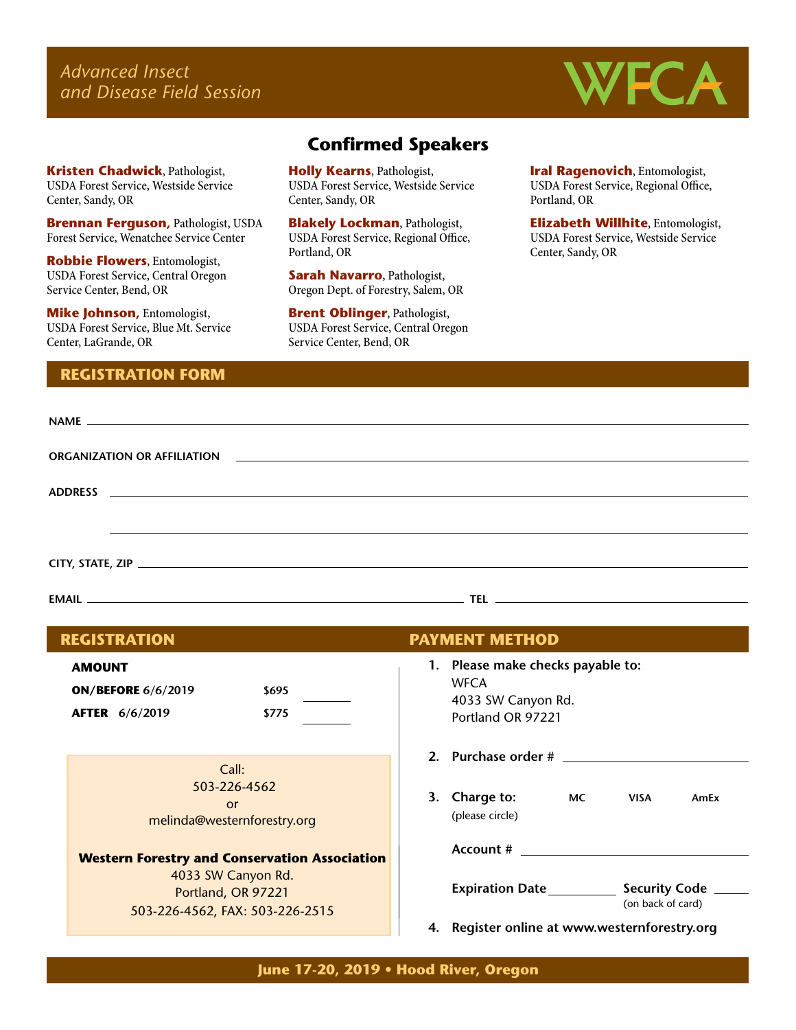*Advanced Insect and Disease Field Session*

WFCA

## Confirmed Speakers

**Kristen Chadwick**, Pathologist, USDA Forest Service, Westside Service Center, Sandy, OR

**Brennan Ferguson,** Pathologist, USDA Forest Service, Wenatchee Service Center

**Robbie Flowers**, Entomologist, USDA Forest Service, Central Oregon Service Center, Bend, OR

**Mike Johnson,** Entomologist, USDA Forest Service, Blue Mt. Service Center, LaGrande, OR

**Holly Kearns**, Pathologist, USDA Forest Service, Westside Service Center, Sandy, OR

**Blakely Lockman**, Pathologist, USDA Forest Service, Regional Office, Portland, OR

**Sarah Navarro**, Pathologist, Oregon Dept. of Forestry, Salem, OR

**Brent Oblinger**, Pathologist, USDA Forest Service, Central Oregon Service Center, Bend, OR

**Iral Ragenovich**, Entomologist, USDA Forest Service, Regional Office, Portland, OR

**Elizabeth Willhite**, Entomologist, USDA Forest Service, Westside Service Center, Sandy, OR

## REGISTRATION FORM

NAME ______________________________

ORGANIZATION OR AFFILIATION ______________________________

ADDRESS ______________________________

______________________________

CITY, STATE, ZIP ______________________________

EMAIL ______________________________ TEL ______________________________

## REGISTRATION

**AMOUNT**

| | | |
|---|---|---|
| **ON/BEFORE** 6/6/2019 | **$695** | ________ |
| **AFTER** 6/6/2019 | **$775** | ________ |

Call:
503-226-4562
or
melinda@westernforestry.org

**Western Forestry and Conservation Association**
4033 SW Canyon Rd.
Portland, OR 97221
503-226-4562, FAX: 503-226-2515

## PAYMENT METHOD

1. **Please make checks payable to:**
   WFCA
   4033 SW Canyon Rd.
   Portland OR 97221
2. **Purchase order #** ______________________________
3. **Charge to:** (please circle) **MC** **VISA** **AmEx**

   **Account #** ______________________________

   **Expiration Date** __________ **Security Code** ______ (on back of card)
4. **Register online at www.westernforestry.org**

**June 17-20, 2019 • Hood River, Oregon**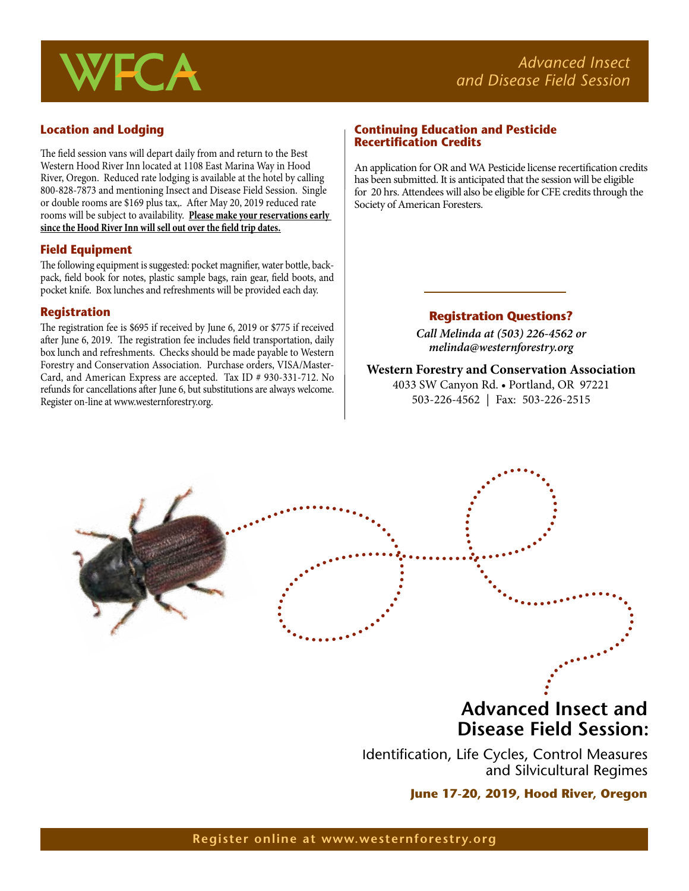WFCA

*Advanced Insect and Disease Field Session*

## Location and Lodging

The field session vans will depart daily from and return to the Best Western Hood River Inn located at 1108 East Marina Way in Hood River, Oregon. Reduced rate lodging is available at the hotel by calling 800-828-7873 and mentioning Insect and Disease Field Session. Single or double rooms are $169 plus tax,. After May 20, 2019 reduced rate rooms will be subject to availability. **Please make your reservations early since the Hood River Inn will sell out over the field trip dates.**

## Field Equipment

The following equipment is suggested: pocket magnifier, water bottle, backpack, field book for notes, plastic sample bags, rain gear, field boots, and pocket knife. Box lunches and refreshments will be provided each day.

## Registration

The registration fee is $695 if received by June 6, 2019 or $775 if received after June 6, 2019. The registration fee includes field transportation, daily box lunch and refreshments. Checks should be made payable to Western Forestry and Conservation Association. Purchase orders, VISA/MasterCard, and American Express are accepted. Tax ID # 930-331-712. No refunds for cancellations after June 6, but substitutions are always welcome. Register on-line at www.westernforestry.org.

## Continuing Education and Pesticide Recertification Credits

An application for OR and WA Pesticide license recertification credits has been submitted. It is anticipated that the session will be eligible for 20 hrs. Attendees will also be eligible for CFE credits through the Society of American Foresters.

### Registration Questions?

***Call Melinda at (503) 226-4562 or melinda@westernforestry.org***

**Western Forestry and Conservation Association**
4033 SW Canyon Rd. • Portland, OR 97221
503-226-4562 | Fax: 503-226-2515

# Advanced Insect and Disease Field Session:

Identification, Life Cycles, Control Measures and Silvicultural Regimes

**June 17-20, 2019, Hood River, Oregon**

**Register online at www.westernforestry.org**